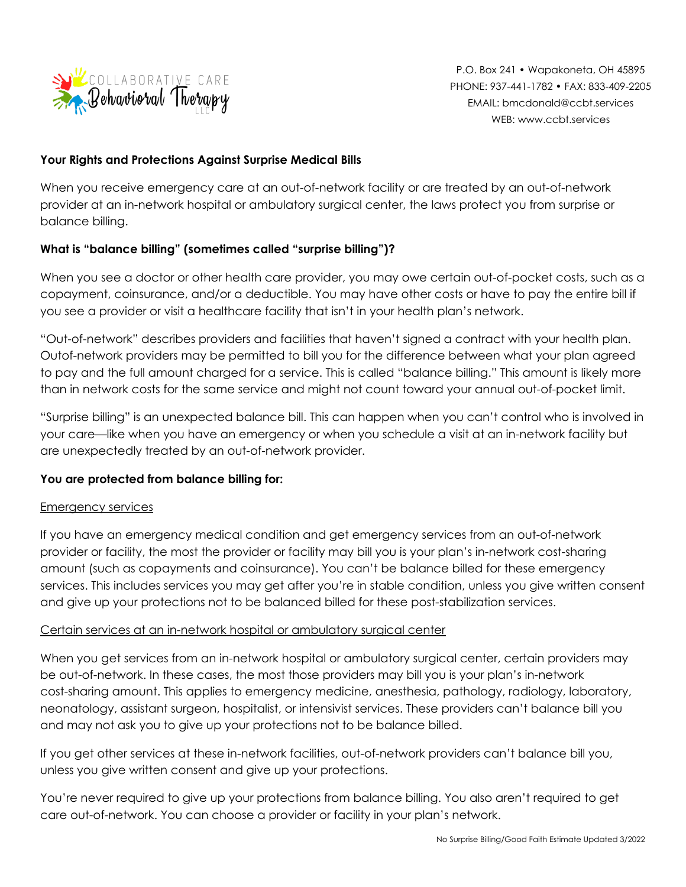Collaborative Care Behavioral Therapy LLC

P.O. Box 241 • Wapakoneta, OH 45895
PHONE: 937-441-1782 • FAX: 833-409-2205
EMAIL: bmcdonald@ccbt.services
WEB: www.ccbt.services

## Your Rights and Protections Against Surprise Medical Bills

When you receive emergency care at an out-of-network facility or are treated by an out-of-network provider at an in-network hospital or ambulatory surgical center, the laws protect you from surprise or balance billing.

### What is "balance billing" (sometimes called "surprise billing")?

When you see a doctor or other health care provider, you may owe certain out-of-pocket costs, such as a copayment, coinsurance, and/or a deductible. You may have other costs or have to pay the entire bill if you see a provider or visit a healthcare facility that isn't in your health plan's network.

"Out-of-network" describes providers and facilities that haven't signed a contract with your health plan. Outof-network providers may be permitted to bill you for the difference between what your plan agreed to pay and the full amount charged for a service. This is called "balance billing." This amount is likely more than in network costs for the same service and might not count toward your annual out-of-pocket limit.

"Surprise billing" is an unexpected balance bill. This can happen when you can't control who is involved in your care—like when you have an emergency or when you schedule a visit at an in-network facility but are unexpectedly treated by an out-of-network provider.

### You are protected from balance billing for:

#### Emergency services

If you have an emergency medical condition and get emergency services from an out-of-network provider or facility, the most the provider or facility may bill you is your plan's in-network cost-sharing amount (such as copayments and coinsurance). You can't be balance billed for these emergency services. This includes services you may get after you're in stable condition, unless you give written consent and give up your protections not to be balanced billed for these post-stabilization services.

#### Certain services at an in-network hospital or ambulatory surgical center

When you get services from an in-network hospital or ambulatory surgical center, certain providers may be out-of-network. In these cases, the most those providers may bill you is your plan's in-network cost-sharing amount. This applies to emergency medicine, anesthesia, pathology, radiology, laboratory, neonatology, assistant surgeon, hospitalist, or intensivist services. These providers can't balance bill you and may not ask you to give up your protections not to be balance billed.

If you get other services at these in-network facilities, out-of-network providers can't balance bill you, unless you give written consent and give up your protections.

You're never required to give up your protections from balance billing. You also aren't required to get care out-of-network. You can choose a provider or facility in your plan's network.

No Surprise Billing/Good Faith Estimate Updated 3/2022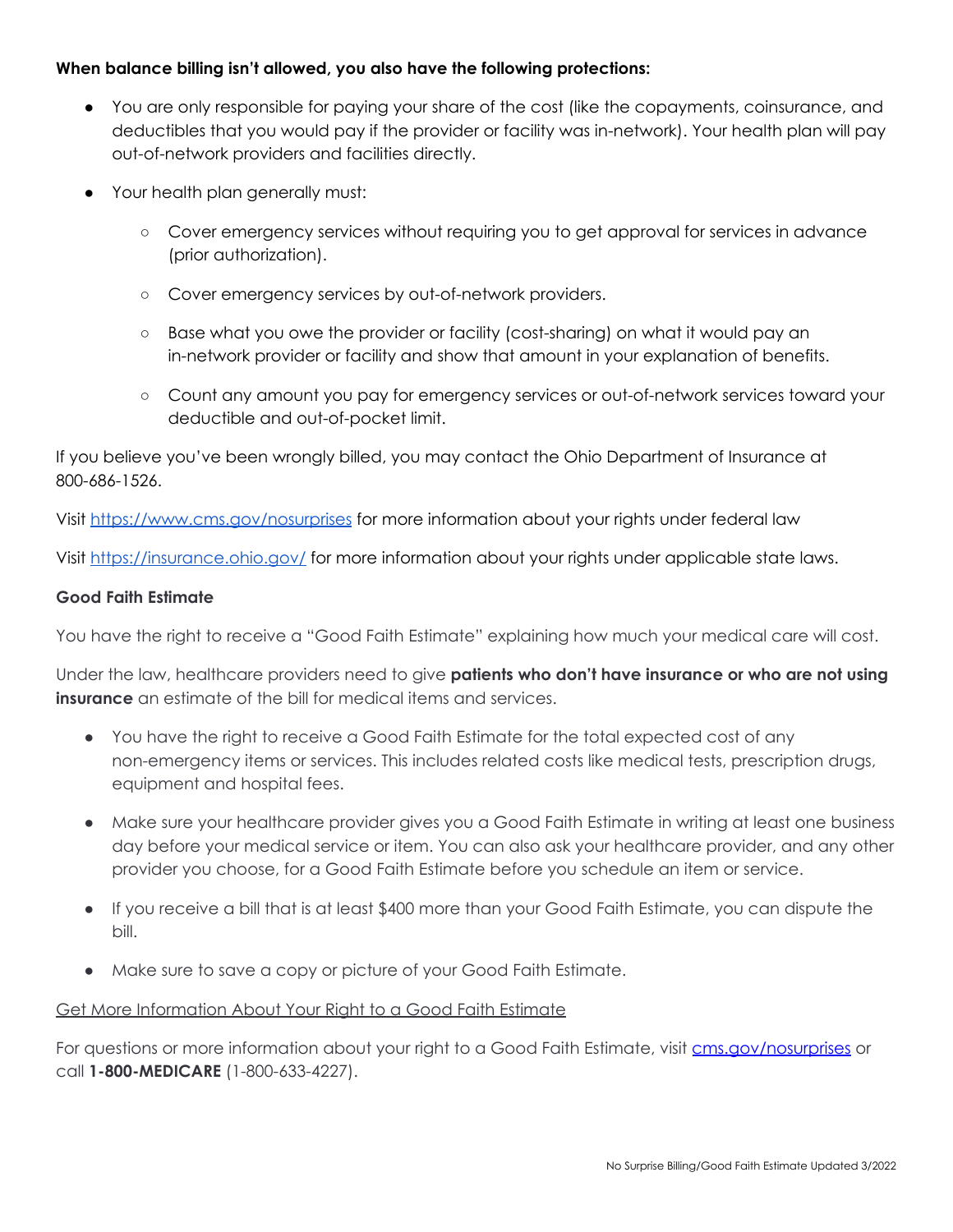**When balance billing isn't allowed, you also have the following protections:**

- You are only responsible for paying your share of the cost (like the copayments, coinsurance, and deductibles that you would pay if the provider or facility was in-network). Your health plan will pay out-of-network providers and facilities directly.
- Your health plan generally must:
  - Cover emergency services without requiring you to get approval for services in advance (prior authorization).
  - Cover emergency services by out-of-network providers.
  - Base what you owe the provider or facility (cost-sharing) on what it would pay an in-network provider or facility and show that amount in your explanation of benefits.
  - Count any amount you pay for emergency services or out-of-network services toward your deductible and out-of-pocket limit.

If you believe you've been wrongly billed, you may contact the Ohio Department of Insurance at 800-686-1526.

Visit [https://www.cms.gov/nosurprises](https://www.cms.gov/nosurprises) for more information about your rights under federal law

Visit [https://insurance.ohio.gov/](https://insurance.ohio.gov/) for more information about your rights under applicable state laws.

**Good Faith Estimate**

You have the right to receive a "Good Faith Estimate" explaining how much your medical care will cost.

Under the law, healthcare providers need to give **patients who don't have insurance or who are not using insurance** an estimate of the bill for medical items and services.

- You have the right to receive a Good Faith Estimate for the total expected cost of any non-emergency items or services. This includes related costs like medical tests, prescription drugs, equipment and hospital fees.
- Make sure your healthcare provider gives you a Good Faith Estimate in writing at least one business day before your medical service or item. You can also ask your healthcare provider, and any other provider you choose, for a Good Faith Estimate before you schedule an item or service.
- If you receive a bill that is at least $400 more than your Good Faith Estimate, you can dispute the bill.
- Make sure to save a copy or picture of your Good Faith Estimate.

<u>Get More Information About Your Right to a Good Faith Estimate</u>

For questions or more information about your right to a Good Faith Estimate, visit [cms.gov/nosurprises](https://www.cms.gov/nosurprises) or call **1-800-MEDICARE** (1-800-633-4227).

No Surprise Billing/Good Faith Estimate Updated 3/2022